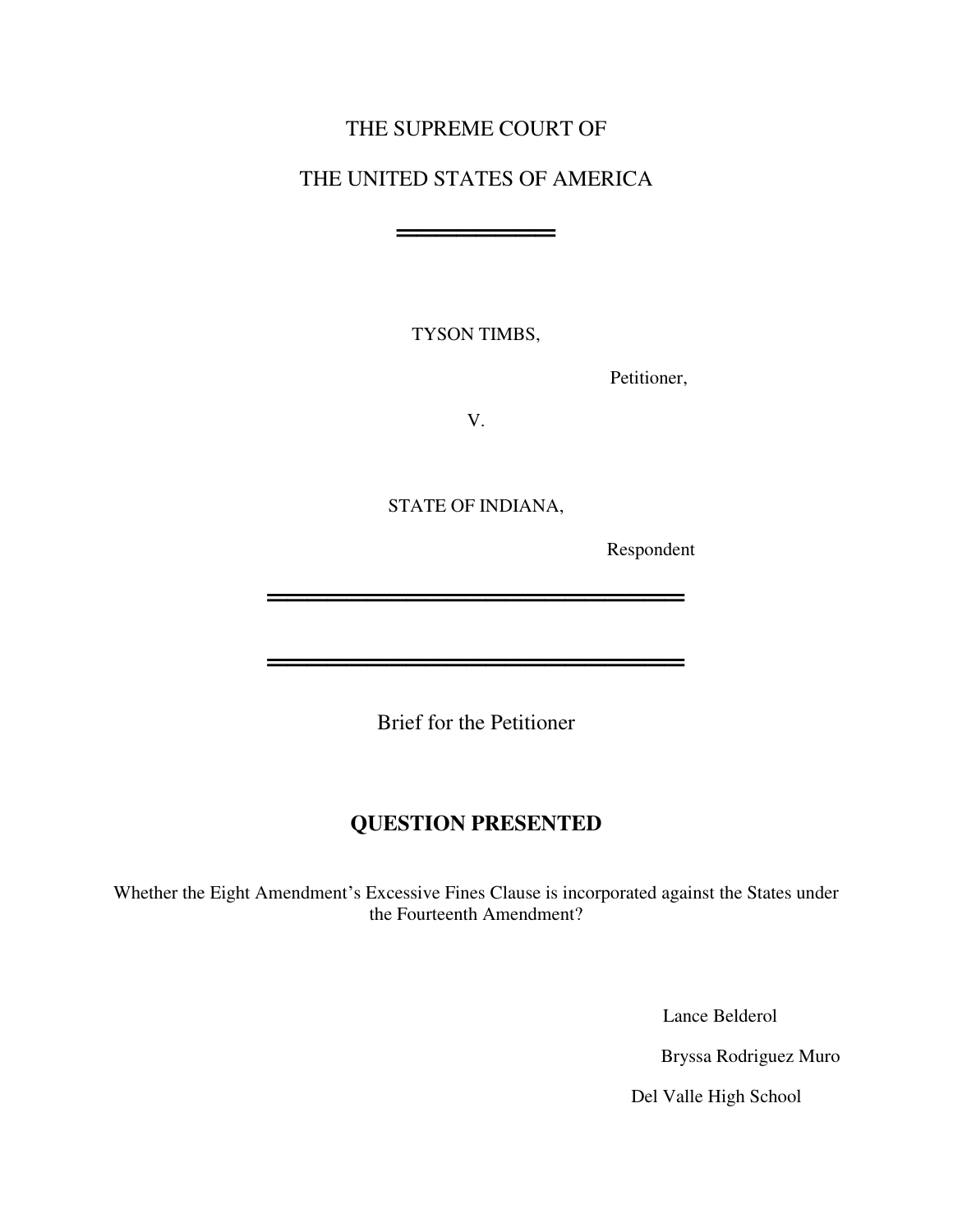THE SUPREME COURT OF

THE UNITED STATES OF AMERICA

TYSON TIMBS,

Petitioner,

V.

STATE OF INDIANA,

Respondent

Brief for the Petitioner

## QUESTION PRESENTED

Whether the Eight Amendment's Excessive Fines Clause is incorporated against the States under the Fourteenth Amendment?

Lance Belderol

Bryssa Rodriguez Muro

Del Valle High School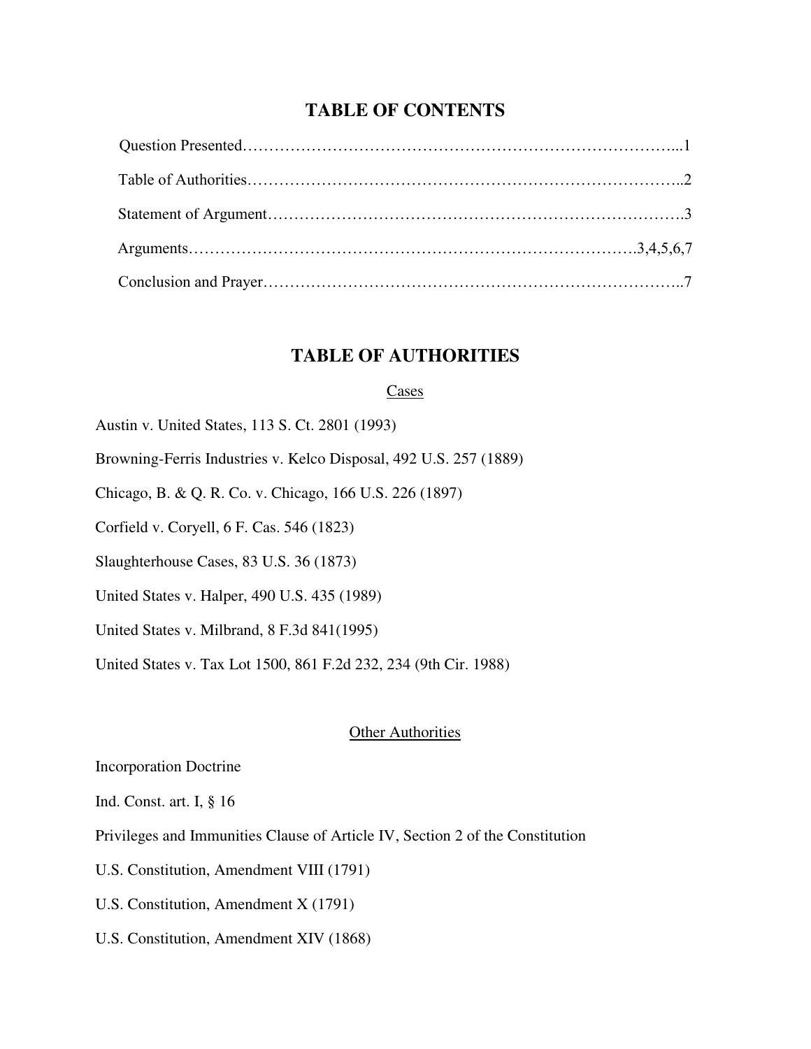## TABLE OF CONTENTS

Question Presented…………………………………………………………………...1

Table of Authorities……………………………………………………………………..2

Statement of Argument………………………………………………………………….3

Arguments……………………………………………………………………….3,4,5,6,7

Conclusion and Prayer…………………………………………………………………..7

## TABLE OF AUTHORITIES

### Cases

Austin v. United States, 113 S. Ct. 2801 (1993)

Browning-Ferris Industries v. Kelco Disposal, 492 U.S. 257 (1889)

Chicago, B. & Q. R. Co. v. Chicago, 166 U.S. 226 (1897)

Corfield v. Coryell, 6 F. Cas. 546 (1823)

Slaughterhouse Cases, 83 U.S. 36 (1873)

United States v. Halper, 490 U.S. 435 (1989)

United States v. Milbrand, 8 F.3d 841(1995)

United States v. Tax Lot 1500, 861 F.2d 232, 234 (9th Cir. 1988)

### Other Authorities

Incorporation Doctrine

Ind. Const. art. I, § 16

Privileges and Immunities Clause of Article IV, Section 2 of the Constitution

U.S. Constitution, Amendment VIII (1791)

U.S. Constitution, Amendment X (1791)

U.S. Constitution, Amendment XIV (1868)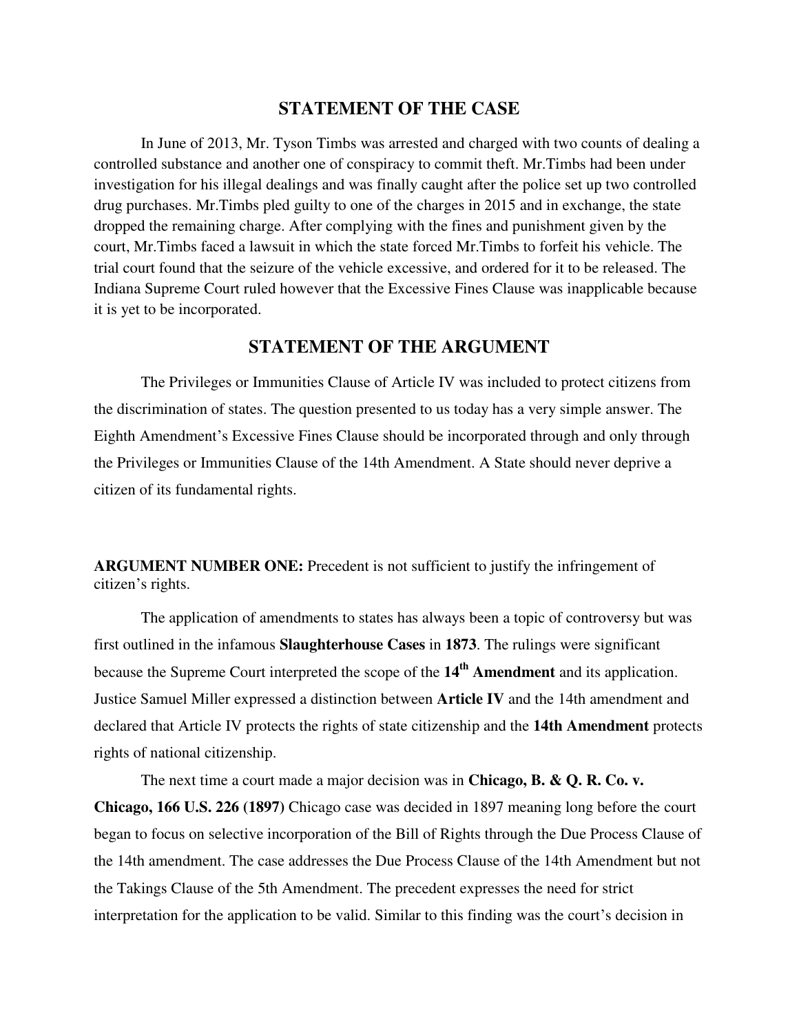## STATEMENT OF THE CASE

In June of 2013, Mr. Tyson Timbs was arrested and charged with two counts of dealing a controlled substance and another one of conspiracy to commit theft. Mr.Timbs had been under investigation for his illegal dealings and was finally caught after the police set up two controlled drug purchases. Mr.Timbs pled guilty to one of the charges in 2015 and in exchange, the state dropped the remaining charge. After complying with the fines and punishment given by the court, Mr.Timbs faced a lawsuit in which the state forced Mr.Timbs to forfeit his vehicle. The trial court found that the seizure of the vehicle excessive, and ordered for it to be released. The Indiana Supreme Court ruled however that the Excessive Fines Clause was inapplicable because it is yet to be incorporated.

## STATEMENT OF THE ARGUMENT

The Privileges or Immunities Clause of Article IV was included to protect citizens from the discrimination of states. The question presented to us today has a very simple answer. The Eighth Amendment's Excessive Fines Clause should be incorporated through and only through the Privileges or Immunities Clause of the 14th Amendment. A State should never deprive a citizen of its fundamental rights.

**ARGUMENT NUMBER ONE:** Precedent is not sufficient to justify the infringement of citizen's rights.

The application of amendments to states has always been a topic of controversy but was first outlined in the infamous **Slaughterhouse Cases** in **1873**. The rulings were significant because the Supreme Court interpreted the scope of the **14th Amendment** and its application. Justice Samuel Miller expressed a distinction between **Article IV** and the 14th amendment and declared that Article IV protects the rights of state citizenship and the **14th Amendment** protects rights of national citizenship.

The next time a court made a major decision was in **Chicago, B. & Q. R. Co. v. Chicago, 166 U.S. 226 (1897)** Chicago case was decided in 1897 meaning long before the court began to focus on selective incorporation of the Bill of Rights through the Due Process Clause of the 14th amendment. The case addresses the Due Process Clause of the 14th Amendment but not the Takings Clause of the 5th Amendment. The precedent expresses the need for strict interpretation for the application to be valid. Similar to this finding was the court's decision in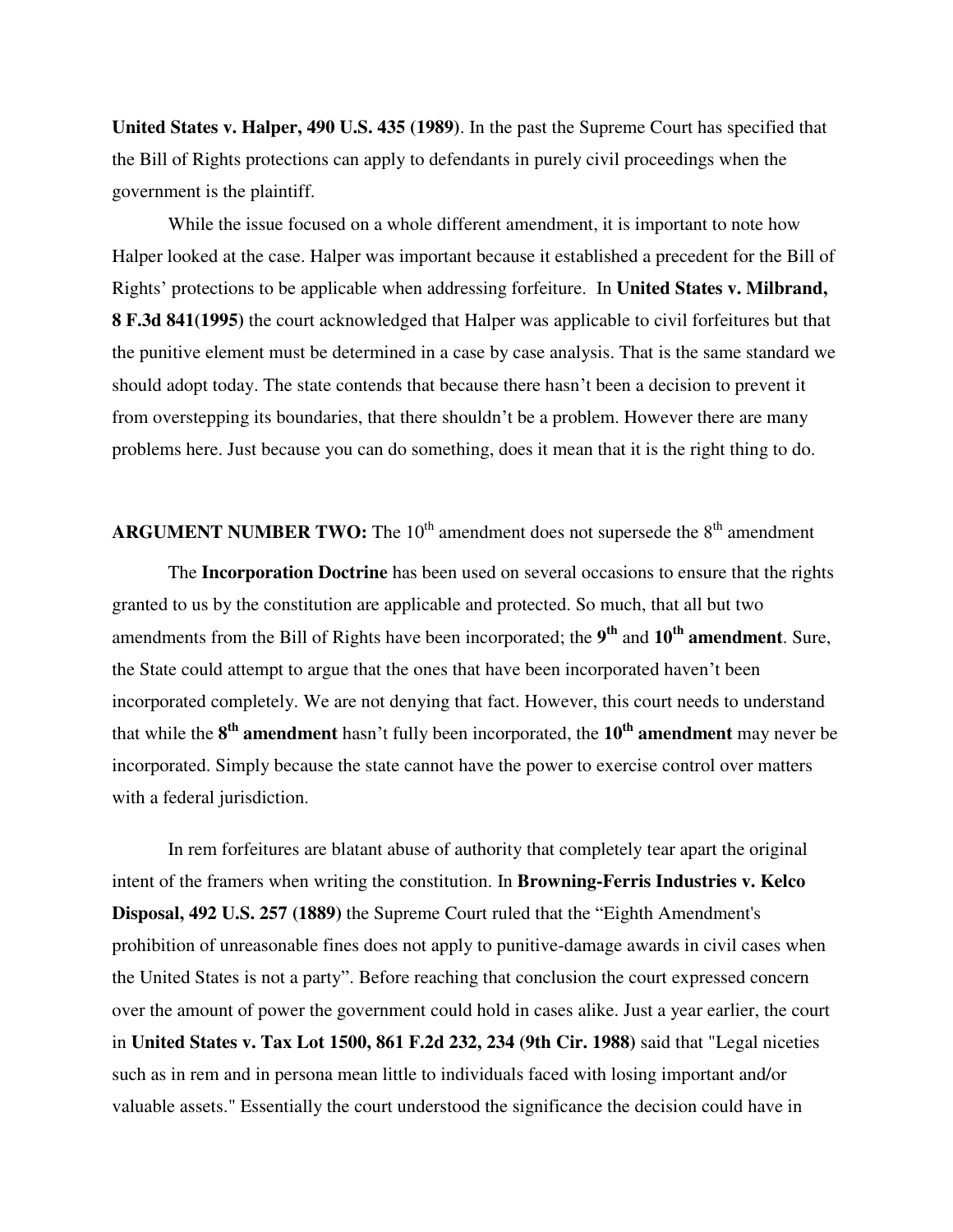**United States v. Halper, 490 U.S. 435 (1989)**. In the past the Supreme Court has specified that the Bill of Rights protections can apply to defendants in purely civil proceedings when the government is the plaintiff.

While the issue focused on a whole different amendment, it is important to note how Halper looked at the case. Halper was important because it established a precedent for the Bill of Rights' protections to be applicable when addressing forfeiture. In **United States v. Milbrand, 8 F.3d 841(1995)** the court acknowledged that Halper was applicable to civil forfeitures but that the punitive element must be determined in a case by case analysis. That is the same standard we should adopt today. The state contends that because there hasn't been a decision to prevent it from overstepping its boundaries, that there shouldn't be a problem. However there are many problems here. Just because you can do something, does it mean that it is the right thing to do.

**ARGUMENT NUMBER TWO:** The 10th amendment does not supersede the 8th amendment

The **Incorporation Doctrine** has been used on several occasions to ensure that the rights granted to us by the constitution are applicable and protected. So much, that all but two amendments from the Bill of Rights have been incorporated; the **9th** and **10th amendment**. Sure, the State could attempt to argue that the ones that have been incorporated haven't been incorporated completely. We are not denying that fact. However, this court needs to understand that while the **8th amendment** hasn't fully been incorporated, the **10th amendment** may never be incorporated. Simply because the state cannot have the power to exercise control over matters with a federal jurisdiction.

In rem forfeitures are blatant abuse of authority that completely tear apart the original intent of the framers when writing the constitution. In **Browning-Ferris Industries v. Kelco Disposal, 492 U.S. 257 (1889)** the Supreme Court ruled that the "Eighth Amendment's prohibition of unreasonable fines does not apply to punitive-damage awards in civil cases when the United States is not a party". Before reaching that conclusion the court expressed concern over the amount of power the government could hold in cases alike. Just a year earlier, the court in **United States v. Tax Lot 1500, 861 F.2d 232, 234 (9th Cir. 1988)** said that "Legal niceties such as in rem and in persona mean little to individuals faced with losing important and/or valuable assets." Essentially the court understood the significance the decision could have in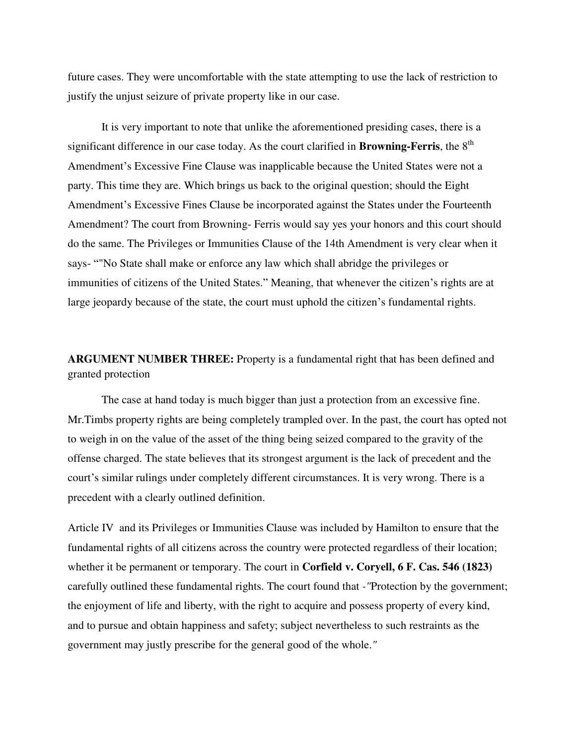future cases. They were uncomfortable with the state attempting to use the lack of restriction to justify the unjust seizure of private property like in our case.

It is very important to note that unlike the aforementioned presiding cases, there is a significant difference in our case today. As the court clarified in **Browning-Ferris**, the 8th Amendment's Excessive Fine Clause was inapplicable because the United States were not a party. This time they are. Which brings us back to the original question; should the Eight Amendment's Excessive Fines Clause be incorporated against the States under the Fourteenth Amendment? The court from Browning- Ferris would say yes your honors and this court should do the same. The Privileges or Immunities Clause of the 14th Amendment is very clear when it says- ""No State shall make or enforce any law which shall abridge the privileges or immunities of citizens of the United States." Meaning, that whenever the citizen's rights are at large jeopardy because of the state, the court must uphold the citizen's fundamental rights.

**ARGUMENT NUMBER THREE:** Property is a fundamental right that has been defined and granted protection

The case at hand today is much bigger than just a protection from an excessive fine. Mr.Timbs property rights are being completely trampled over. In the past, the court has opted not to weigh in on the value of the asset of the thing being seized compared to the gravity of the offense charged. The state believes that its strongest argument is the lack of precedent and the court's similar rulings under completely different circumstances. It is very wrong. There is a precedent with a clearly outlined definition.

Article IV and its Privileges or Immunities Clause was included by Hamilton to ensure that the fundamental rights of all citizens across the country were protected regardless of their location; whether it be permanent or temporary. The court in **Corfield v. Coryell, 6 F. Cas. 546 (1823)** carefully outlined these fundamental rights. The court found that -″Protection by the government; the enjoyment of life and liberty, with the right to acquire and possess property of every kind, and to pursue and obtain happiness and safety; subject nevertheless to such restraints as the government may justly prescribe for the general good of the whole.″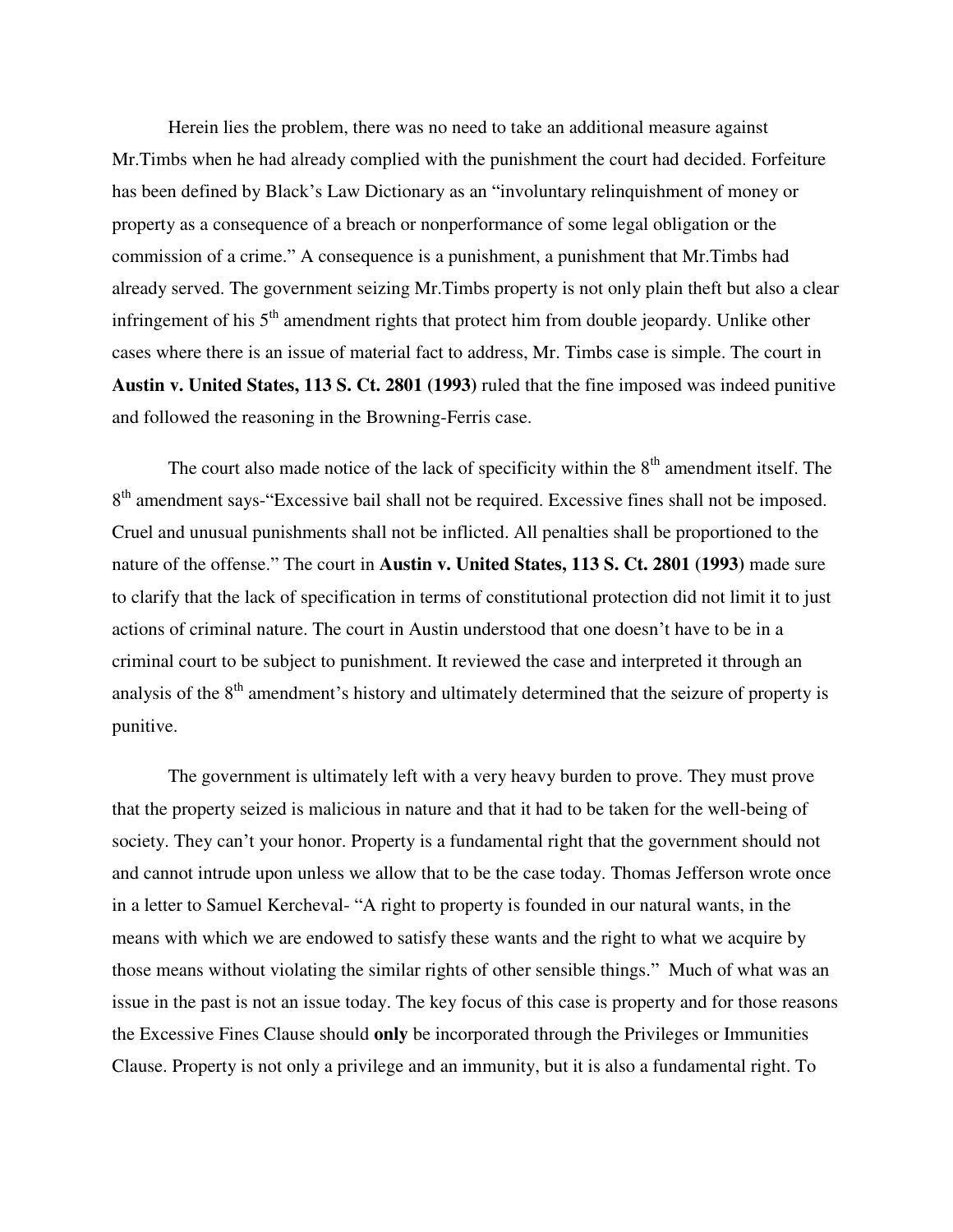Herein lies the problem, there was no need to take an additional measure against Mr.Timbs when he had already complied with the punishment the court had decided. Forfeiture has been defined by Black's Law Dictionary as an "involuntary relinquishment of money or property as a consequence of a breach or nonperformance of some legal obligation or the commission of a crime." A consequence is a punishment, a punishment that Mr.Timbs had already served. The government seizing Mr.Timbs property is not only plain theft but also a clear infringement of his 5th amendment rights that protect him from double jeopardy. Unlike other cases where there is an issue of material fact to address, Mr. Timbs case is simple. The court in **Austin v. United States, 113 S. Ct. 2801 (1993)** ruled that the fine imposed was indeed punitive and followed the reasoning in the Browning-Ferris case.

The court also made notice of the lack of specificity within the 8th amendment itself. The 8th amendment says-"Excessive bail shall not be required. Excessive fines shall not be imposed. Cruel and unusual punishments shall not be inflicted. All penalties shall be proportioned to the nature of the offense." The court in **Austin v. United States, 113 S. Ct. 2801 (1993)** made sure to clarify that the lack of specification in terms of constitutional protection did not limit it to just actions of criminal nature. The court in Austin understood that one doesn't have to be in a criminal court to be subject to punishment. It reviewed the case and interpreted it through an analysis of the 8th amendment's history and ultimately determined that the seizure of property is punitive.

The government is ultimately left with a very heavy burden to prove. They must prove that the property seized is malicious in nature and that it had to be taken for the well-being of society. They can't your honor. Property is a fundamental right that the government should not and cannot intrude upon unless we allow that to be the case today. Thomas Jefferson wrote once in a letter to Samuel Kercheval- "A right to property is founded in our natural wants, in the means with which we are endowed to satisfy these wants and the right to what we acquire by those means without violating the similar rights of other sensible things." Much of what was an issue in the past is not an issue today. The key focus of this case is property and for those reasons the Excessive Fines Clause should **only** be incorporated through the Privileges or Immunities Clause. Property is not only a privilege and an immunity, but it is also a fundamental right. To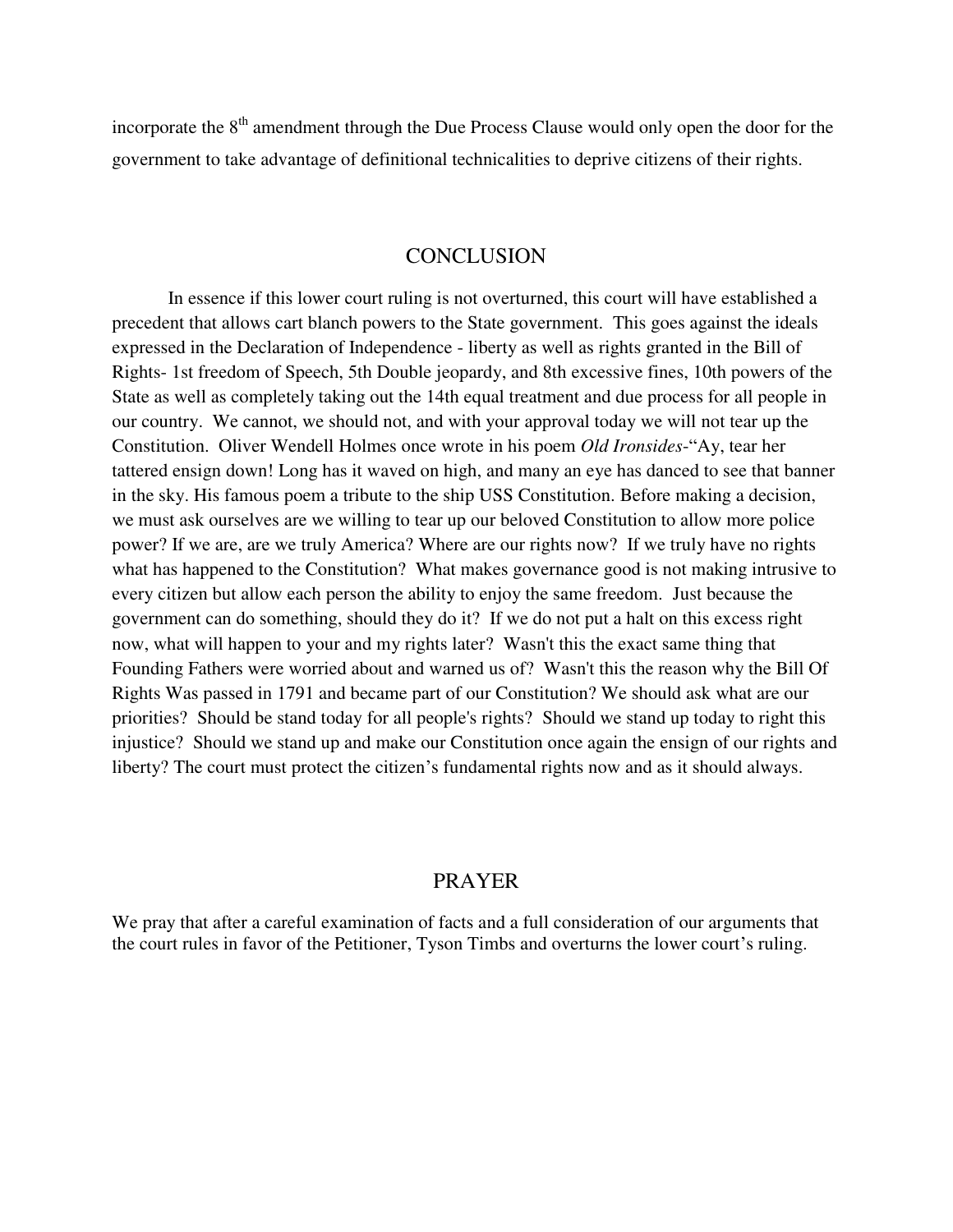incorporate the 8th amendment through the Due Process Clause would only open the door for the government to take advantage of definitional technicalities to deprive citizens of their rights.

## CONCLUSION

In essence if this lower court ruling is not overturned, this court will have established a precedent that allows cart blanch powers to the State government. This goes against the ideals expressed in the Declaration of Independence - liberty as well as rights granted in the Bill of Rights- 1st freedom of Speech, 5th Double jeopardy, and 8th excessive fines, 10th powers of the State as well as completely taking out the 14th equal treatment and due process for all people in our country. We cannot, we should not, and with your approval today we will not tear up the Constitution. Oliver Wendell Holmes once wrote in his poem *Old Ironsides*-"Ay, tear her tattered ensign down! Long has it waved on high, and many an eye has danced to see that banner in the sky. His famous poem a tribute to the ship USS Constitution. Before making a decision, we must ask ourselves are we willing to tear up our beloved Constitution to allow more police power? If we are, are we truly America? Where are our rights now? If we truly have no rights what has happened to the Constitution? What makes governance good is not making intrusive to every citizen but allow each person the ability to enjoy the same freedom. Just because the government can do something, should they do it? If we do not put a halt on this excess right now, what will happen to your and my rights later? Wasn't this the exact same thing that Founding Fathers were worried about and warned us of? Wasn't this the reason why the Bill Of Rights Was passed in 1791 and became part of our Constitution? We should ask what are our priorities? Should be stand today for all people's rights? Should we stand up today to right this injustice? Should we stand up and make our Constitution once again the ensign of our rights and liberty? The court must protect the citizen's fundamental rights now and as it should always.

## PRAYER

We pray that after a careful examination of facts and a full consideration of our arguments that the court rules in favor of the Petitioner, Tyson Timbs and overturns the lower court's ruling.